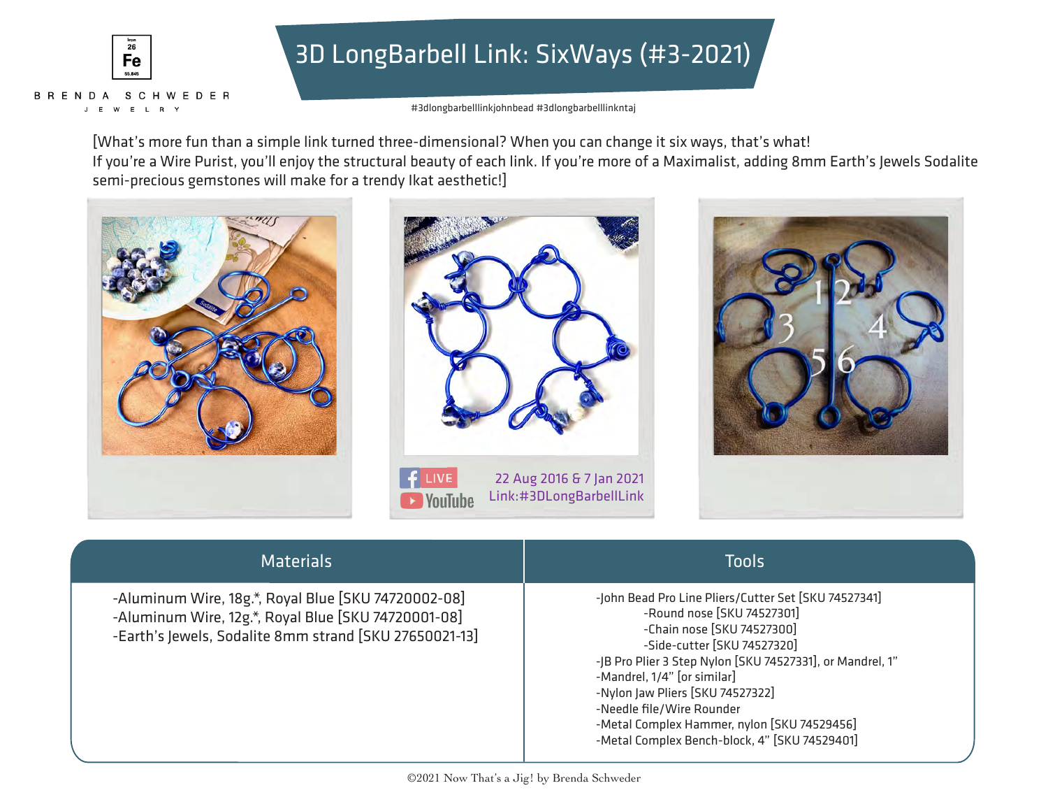BRENDA SCHWEDER JEWELRY

# 3D LongBarbell Link: SixWays (#3-2021)

#3dlongbarbelllinkjohnbead #3dlongbarbelllinkntaj

[What's more fun than a simple link turned three-dimensional? When you can change it six ways, that's what! If you're a Wire Purist, you'll enjoy the structural beauty of each link. If you're more of a Maximalist, adding 8mm Earth's Jewels Sodalite semi-precious gemstones will make for a trendy Ikat aesthetic!]

LIVE YouTube 22 Aug 2016 & 7 Jan 2021 Link:#3DLongBarbellLink

| Materials | Tools |
| --- | --- |
| -Aluminum Wire, 18g.*, Royal Blue [SKU 74720002-08]<br>-Aluminum Wire, 12g.*, Royal Blue [SKU 74720001-08]<br>-Earth's Jewels, Sodalite 8mm strand [SKU 27650021-13] | -John Bead Pro Line Pliers/Cutter Set [SKU 74527341]<br>-Round nose [SKU 74527301]<br>-Chain nose [SKU 74527300]<br>-Side-cutter [SKU 74527320]<br>-JB Pro Plier 3 Step Nylon [SKU 74527331], or Mandrel, 1"<br>-Mandrel, 1/4" [or similar]<br>-Nylon Jaw Pliers [SKU 74527322]<br>-Needle file/Wire Rounder<br>-Metal Complex Hammer, nylon [SKU 74529456]<br>-Metal Complex Bench-block, 4" [SKU 74529401] |

©2021 Now That's a Jig! by Brenda Schweder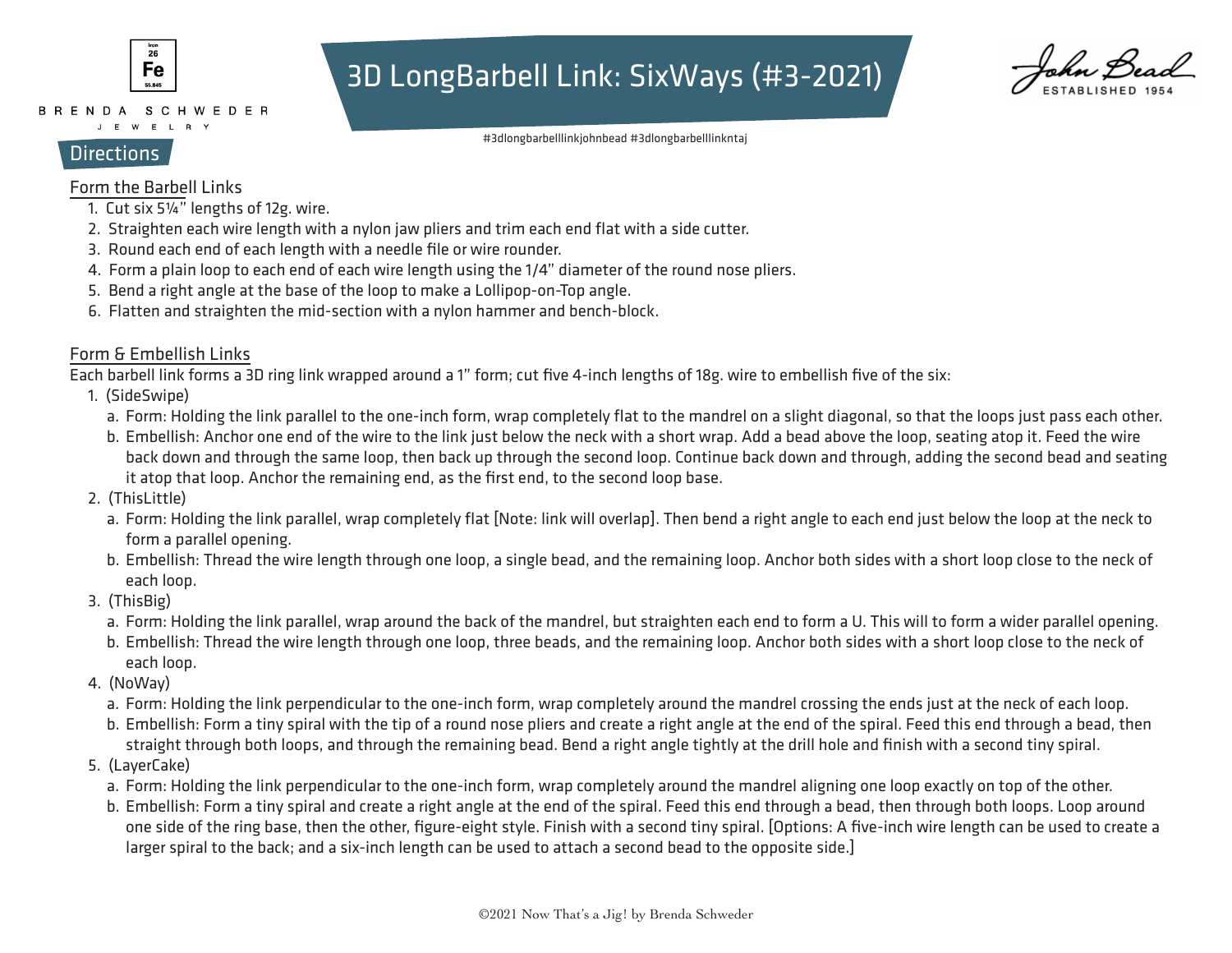BRENDA SCHWEDER JEWELRY

# 3D LongBarbell Link: SixWays (#3-2021)

John Bead ESTABLISHED 1954

#3dlongbarbelllinkjohnbead #3dlongbarbelllinkntaj

## Directions

### Form the Barbell Links

1. Cut six 5¼" lengths of 12g. wire.
2. Straighten each wire length with a nylon jaw pliers and trim each end flat with a side cutter.
3. Round each end of each length with a needle file or wire rounder.
4. Form a plain loop to each end of each wire length using the 1/4" diameter of the round nose pliers.
5. Bend a right angle at the base of the loop to make a Lollipop-on-Top angle.
6. Flatten and straighten the mid-section with a nylon hammer and bench-block.

### Form & Embellish Links

Each barbell link forms a 3D ring link wrapped around a 1" form; cut five 4-inch lengths of 18g. wire to embellish five of the six:

1. (SideSwipe)
   a. Form: Holding the link parallel to the one-inch form, wrap completely flat to the mandrel on a slight diagonal, so that the loops just pass each other.
   b. Embellish: Anchor one end of the wire to the link just below the neck with a short wrap. Add a bead above the loop, seating atop it. Feed the wire back down and through the same loop, then back up through the second loop. Continue back down and through, adding the second bead and seating it atop that loop. Anchor the remaining end, as the first end, to the second loop base.
2. (ThisLittle)
   a. Form: Holding the link parallel, wrap completely flat [Note: link will overlap]. Then bend a right angle to each end just below the loop at the neck to form a parallel opening.
   b. Embellish: Thread the wire length through one loop, a single bead, and the remaining loop. Anchor both sides with a short loop close to the neck of each loop.
3. (ThisBig)
   a. Form: Holding the link parallel, wrap around the back of the mandrel, but straighten each end to form a U. This will to form a wider parallel opening.
   b. Embellish: Thread the wire length through one loop, three beads, and the remaining loop. Anchor both sides with a short loop close to the neck of each loop.
4. (NoWay)
   a. Form: Holding the link perpendicular to the one-inch form, wrap completely around the mandrel crossing the ends just at the neck of each loop.
   b. Embellish: Form a tiny spiral with the tip of a round nose pliers and create a right angle at the end of the spiral. Feed this end through a bead, then straight through both loops, and through the remaining bead. Bend a right angle tightly at the drill hole and finish with a second tiny spiral.
5. (LayerCake)
   a. Form: Holding the link perpendicular to the one-inch form, wrap completely around the mandrel aligning one loop exactly on top of the other.
   b. Embellish: Form a tiny spiral and create a right angle at the end of the spiral. Feed this end through a bead, then through both loops. Loop around one side of the ring base, then the other, figure-eight style. Finish with a second tiny spiral. [Options: A five-inch wire length can be used to create a larger spiral to the back; and a six-inch length can be used to attach a second bead to the opposite side.]

©2021 Now That's a Jig! by Brenda Schweder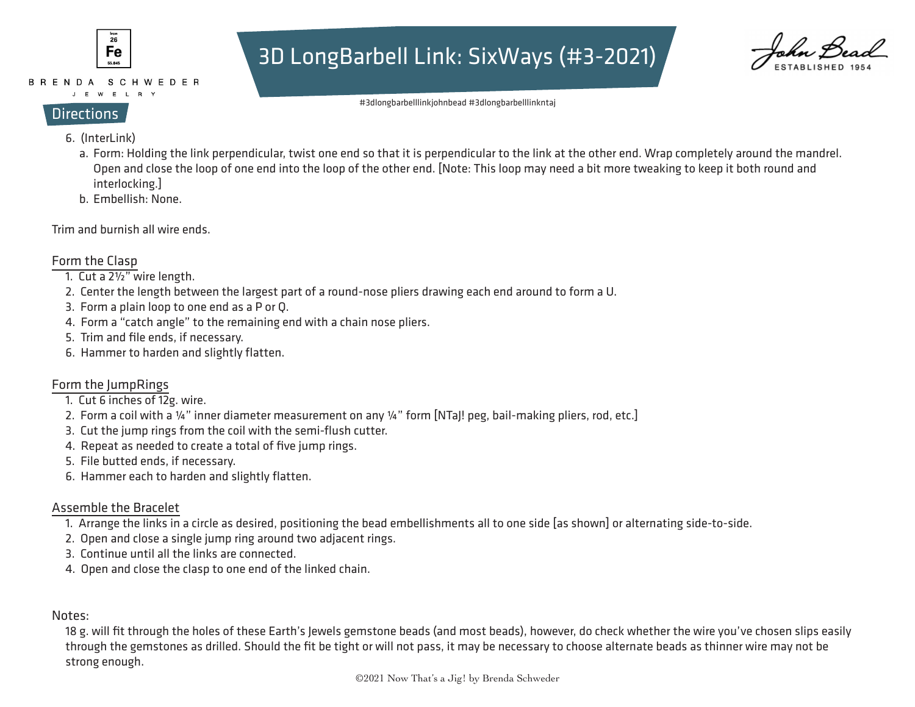6. (InterLink)
    a. Form: Holding the link perpendicular, twist one end so that it is perpendicular to the link at the other end. Wrap completely around the mandrel. Open and close the loop of one end into the loop of the other end. [Note: This loop may need a bit more tweaking to keep it both round and interlocking.]
    b. Embellish: None.

Trim and burnish all wire ends.

## Form the Clasp

1. Cut a 2½" wire length.
2. Center the length between the largest part of a round-nose pliers drawing each end around to form a U.
3. Form a plain loop to one end as a P or Q.
4. Form a "catch angle" to the remaining end with a chain nose pliers.
5. Trim and file ends, if necessary.
6. Hammer to harden and slightly flatten.

## Form the JumpRings

1. Cut 6 inches of 12g. wire.
2. Form a coil with a ¼" inner diameter measurement on any ¼" form [NTaJ! peg, bail-making pliers, rod, etc.]
3. Cut the jump rings from the coil with the semi-flush cutter.
4. Repeat as needed to create a total of five jump rings.
5. File butted ends, if necessary.
6. Hammer each to harden and slightly flatten.

## Assemble the Bracelet

1. Arrange the links in a circle as desired, positioning the bead embellishments all to one side [as shown] or alternating side-to-side.
2. Open and close a single jump ring around two adjacent rings.
3. Continue until all the links are connected.
4. Open and close the clasp to one end of the linked chain.

## Notes:

18 g. will fit through the holes of these Earth's Jewels gemstone beads (and most beads), however, do check whether the wire you've chosen slips easily through the gemstones as drilled. Should the fit be tight or will not pass, it may be necessary to choose alternate beads as thinner wire may not be strong enough.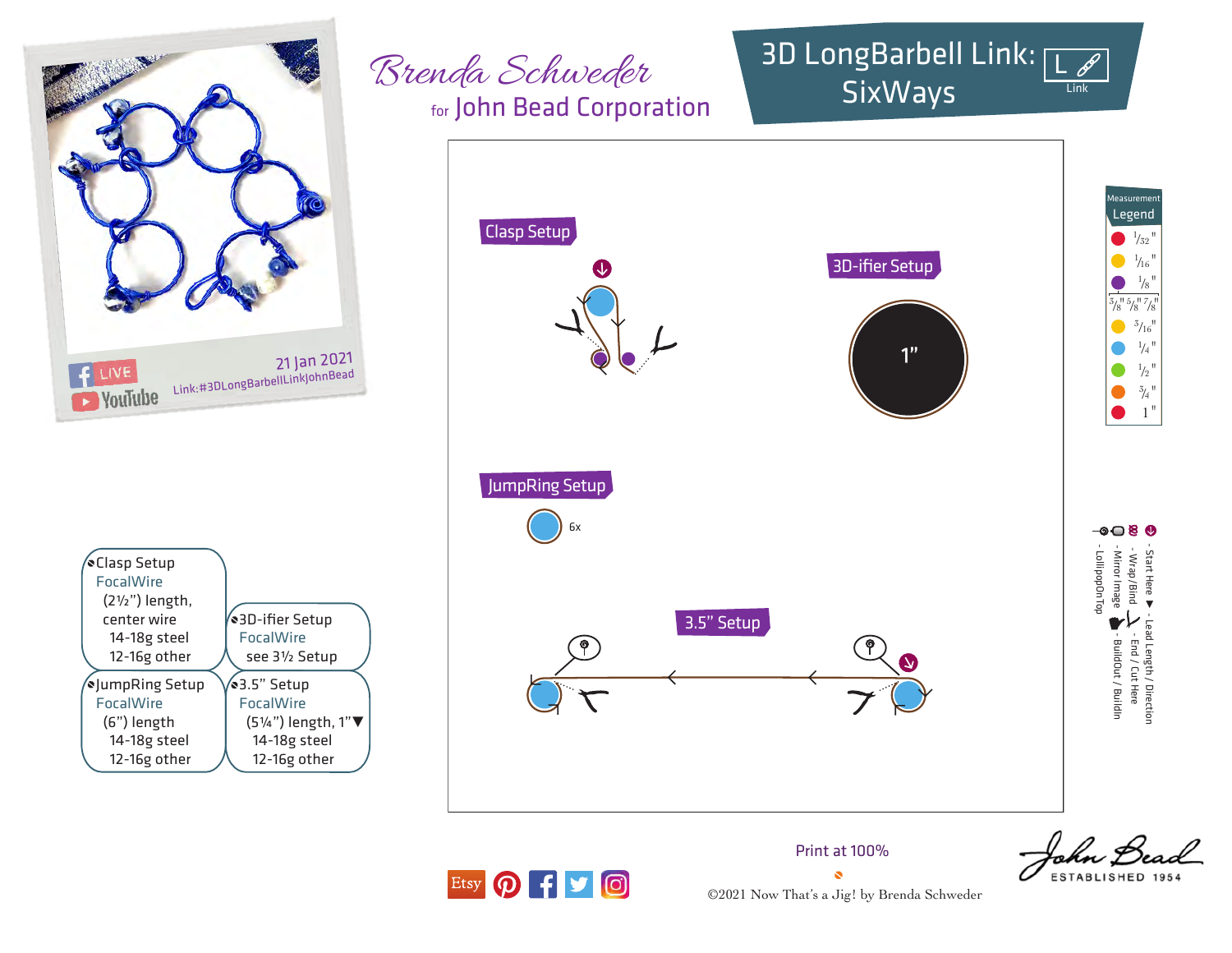Brenda Schweder

for John Bead Corporation

# 3D LongBarbell Link: SixWays

L Link

21 Jan 2021

LIVE

YouTube

Link:#3DLongBarbellLinkJohnBead

## Clasp Setup

## 3D-ifier Setup

1”

## JumpRing Setup

6x

## 3.5” Setup

**Measurement Legend**

- 1/32"
- 1/16"
- 1/8"
- 3/8" 5/8" 7/8"
- 3/16"
- 1/4"
- 1/2"
- 3/4"
- 1"

- Start Here
- Lead Length / Direction
- Wrap/Bind
- End / Cut Here
- Mirror Image
- BuildOut / BuildIn
- LollipopOnTop

**Clasp Setup**
FocalWire
(2½”) length,
center wire
14-18g steel
12-16g other

**3D-ifier Setup**
FocalWire
see 3½ Setup

**JumpRing Setup**
FocalWire
(6”) length
14-18g steel
12-16g other

**3.5” Setup**
FocalWire
(5¼”) length, 1”▼
14-18g steel
12-16g other

Etsy

Print at 100%

©2021 Now That’s a Jig! by Brenda Schweder

John Bead ESTABLISHED 1954